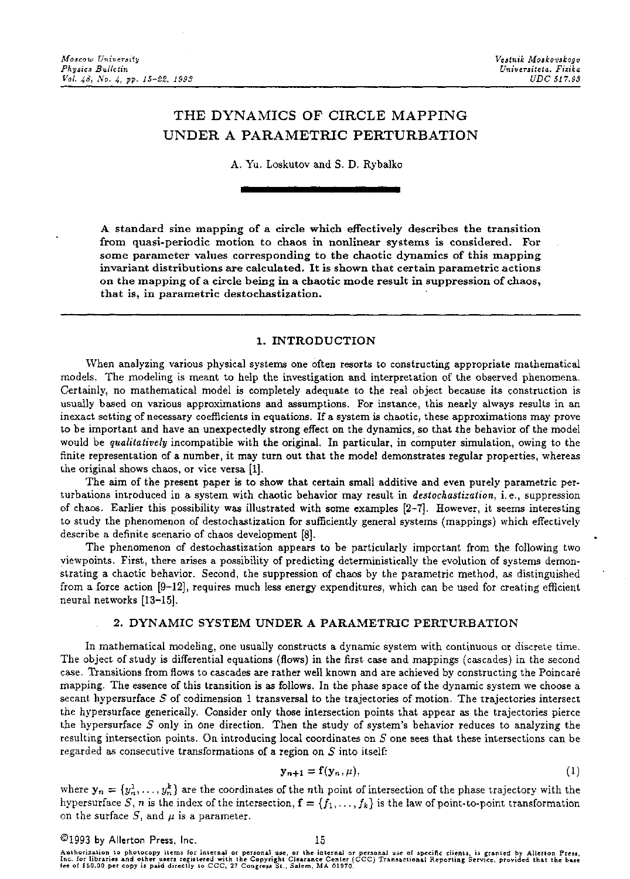# THE DYNAMICS OF CIRCLE MAPPING UNDER A PARAMETRIC PERTURBATION

A. Yu. Loskutov and S. D. Rybalko

**A standard sine mapping of a circle which effectively describes the transition from quasi-periodic motion to chaos in nonlinear systems is considered. For some parameter values corresponding to the chaotic dynamics of this mapping invariant distributions are calculated. It is shown that certain parametric actions on the mapping of a circle being in a chaotic mode result in suppression of chaos, that is, in parametric destochastization.**

## 1. INTRODUCTION

When analyzing various physical systems one often resorts to constructing appropriate mathematical models. The modeling is meant to help the investigation and interpretation of the observed phenomena. Certainly, no mathematical model is completely adequate to the real object because its construction is usually based on various approximations and assumptions. For instance, this nearly always results in an inexact setting of necessary coefficients in equations. If a system is chaotic, these approximations may prove to be important and have an unexpectedly strong effect on the dynamics, so that the behavior of the model would be *qualitatively* incompatible with the original. In particular, in computer simulation, owing to the finite representation of a number, it may turn out that the model demonstrates regular properties, whereas the original shows chaos, or vice versa [1].

The aim of the present paper is to show that certain small additive and even purely parametric perturbations introduced in a system with chaotic behavior may result in *destochastization*, i.e., suppression of chaos. Earlier this possibility was illustrated with some examples [2–7]. However, it seems interesting to study the phenomenon of destochastization for sufficiently general systems (mappings) which effectively describe a definite scenario of chaos development [8].

The phenomenon of destochastization appears to be particularly important from the following two viewpoints. First, there arises a possibility of predicting deterministically the evolution of systems demonstrating a chaotic behavior. Second, the suppression of chaos by the parametric method, as distinguished from a force action [9–12], requires much less energy expenditures, which can be used for creating efficient neural networks [13–15].

## 2. DYNAMIC SYSTEM UNDER A PARAMETRIC PERTURBATION

In mathematical modeling, one usually constructs a dynamic system with continuous or discrete time. The object of study is differential equations (flows) in the first case and mappings (cascades) in the second case. Transitions from flows to cascades are rather well known and are achieved by constructing the Poincaré mapping. The essence of this transition is as follows. In the phase space of the dynamic system we choose a secant hypersurface $S$ of codimension 1 transversal to the trajectories of motion. The trajectories intersect the hypersurface generically. Consider only those intersection points that appear as the trajectories pierce the hypersurface $S$ only in one direction. Then the study of system's behavior reduces to analyzing the resulting intersection points. On introducing local coordinates on $S$ one sees that these intersections can be regarded as consecutive transformations of a region on $S$ into itself:

$$\mathbf{y}_{n+1} = \mathbf{f}(\mathbf{y}_n, \mu), \tag{1}$$

where $\mathbf{y}_n = \{y_n^1, \ldots, y_n^k\}$ are the coordinates of the $n$th point of intersection of the phase trajectory with the hypersurface $S$, $n$ is the index of the intersection, $\mathbf{f} = \{f_1, \ldots, f_k\}$ is the law of point-to-point transformation on the surface $S$, and $\mu$ is a parameter.

©1993 by Allerton Press, Inc.

Authorization to photocopy items for internal or personal use, or the internal or personal use of specific clients, is granted by Allerton Press, Inc. for libraries and other users registered with the Copyright Clearance Center (CCC) Transactional Reporting Service, provided that the base fee of $50.00 per copy is paid directly to CCC, 27 Congress St., Salem, MA 01970.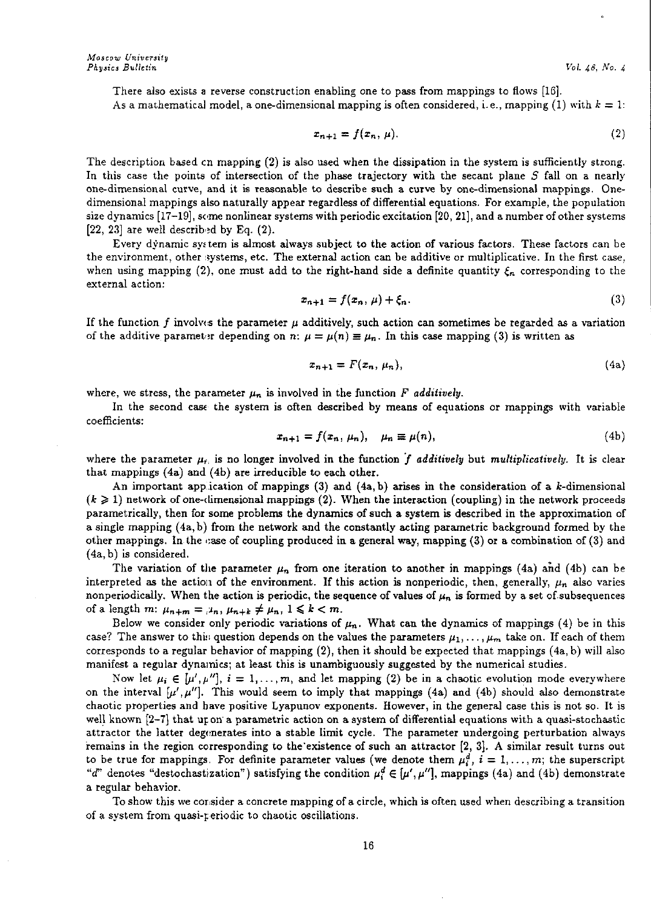There also exists a reverse construction enabling one to pass from mappings to flows [16].

As a mathematical model, a one-dimensional mapping is often considered, i.e., mapping (1) with $k = 1$:

$$x_{n+1} = f(x_n, \mu). \tag{2}$$

The description based on mapping (2) is also used when the dissipation in the system is sufficiently strong. In this case the points of intersection of the phase trajectory with the secant plane $S$ fall on a nearly one-dimensional curve, and it is reasonable to describe such a curve by one-dimensional mappings. One-dimensional mappings also naturally appear regardless of differential equations. For example, the population size dynamics [17–19], some nonlinear systems with periodic excitation [20, 21], and a number of other systems [22, 23] are well described by Eq. (2).

Every dynamic system is almost always subject to the action of various factors. These factors can be the environment, other systems, etc. The external action can be additive or multiplicative. In the first case, when using mapping (2), one must add to the right-hand side a definite quantity $\xi_n$ corresponding to the external action:

$$x_{n+1} = f(x_n, \mu) + \xi_n. \tag{3}$$

If the function $f$ involves the parameter $\mu$ additively, such action can sometimes be regarded as a variation of the additive parameter depending on $n$: $\mu = \mu(n) \equiv \mu_n$. In this case mapping (3) is written as

$$x_{n+1} = F(x_n, \mu_n), \tag{4a}$$

where, we stress, the parameter $\mu_n$ is involved in the function $F$ *additively*.

In the second case the system is often described by means of equations or mappings with variable coefficients:

$$x_{n+1} = f(x_n, \mu_n), \quad \mu_n \equiv \mu(n), \tag{4b}$$

where the parameter $\mu_n$ is no longer involved in the function $f$ *additively* but *multiplicatively*. It is clear that mappings (4a) and (4b) are irreducible to each other.

An important application of mappings (3) and (4a, b) arises in the consideration of a $k$-dimensional ($k \geqslant 1$) network of one-dimensional mappings (2). When the interaction (coupling) in the network proceeds parametrically, then for some problems the dynamics of such a system is described in the approximation of a single mapping (4a, b) from the network and the constantly acting parametric background formed by the other mappings. In the case of coupling produced in a general way, mapping (3) or a combination of (3) and (4a, b) is considered.

The variation of the parameter $\mu_n$ from one iteration to another in mappings (4a) and (4b) can be interpreted as the action of the environment. If this action is nonperiodic, then, generally, $\mu_n$ also varies nonperiodically. When the action is periodic, the sequence of values of $\mu_n$ is formed by a set of subsequences of a length $m$: $\mu_{n+m} = \mu_n$, $\mu_{n+k} \neq \mu_n$, $1 \leqslant k < m$.

Below we consider only periodic variations of $\mu_n$. What can the dynamics of mappings (4) be in this case? The answer to this question depends on the values the parameters $\mu_1, \ldots, \mu_m$ take on. If each of them corresponds to a regular behavior of mapping (2), then it should be expected that mappings (4a, b) will also manifest a regular dynamics; at least this is unambiguously suggested by the numerical studies.

Now let $\mu_i \in [\mu', \mu'']$, $i = 1, \ldots, m$, and let mapping (2) be in a chaotic evolution mode everywhere on the interval $[\mu', \mu'']$. This would seem to imply that mappings (4a) and (4b) should also demonstrate chaotic properties and have positive Lyapunov exponents. However, in the general case this is not so. It is well known [2–7] that upon a parametric action on a system of differential equations with a quasi-stochastic attractor the latter degenerates into a stable limit cycle. The parameter undergoing perturbation always remains in the region corresponding to the existence of such an attractor [2, 3]. A similar result turns out to be true for mappings. For definite parameter values (we denote them $\mu_i^d$, $i = 1, \ldots, m$; the superscript "$d$" denotes "destochastization") satisfying the condition $\mu_i^d \in [\mu', \mu'']$, mappings (4a) and (4b) demonstrate a regular behavior.

To show this we consider a concrete mapping of a circle, which is often used when describing a transition of a system from quasi-periodic to chaotic oscillations.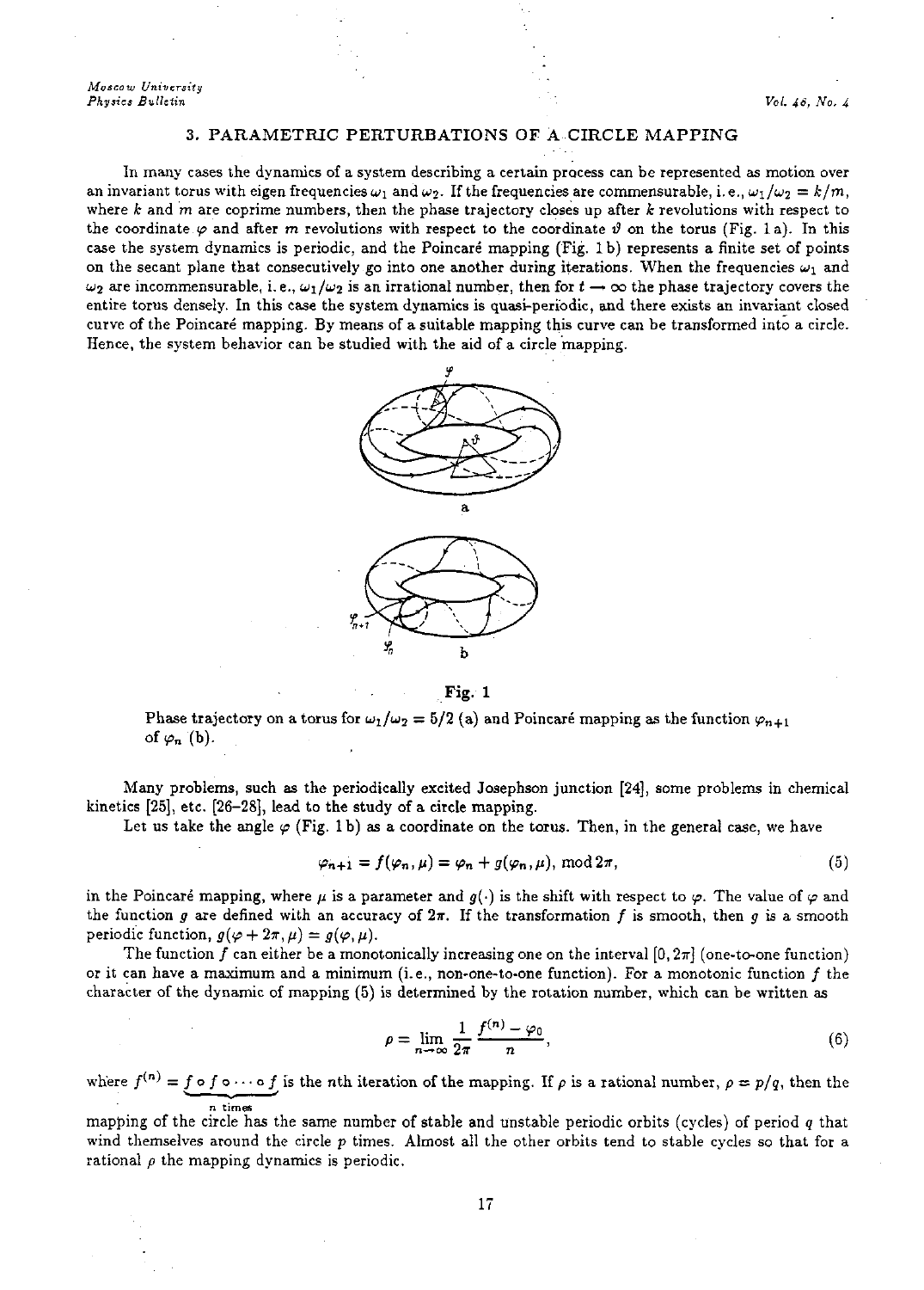## 3. PARAMETRIC PERTURBATIONS OF A CIRCLE MAPPING

In many cases the dynamics of a system describing a certain process can be represented as motion over an invariant torus with eigen frequencies $\omega_1$ and $\omega_2$. If the frequencies are commensurable, i.e., $\omega_1/\omega_2 = k/m$, where $k$ and $m$ are coprime numbers, then the phase trajectory closes up after $k$ revolutions with respect to the coordinate $\varphi$ and after $m$ revolutions with respect to the coordinate $\vartheta$ on the torus (Fig. 1 a). In this case the system dynamics is periodic, and the Poincaré mapping (Fig. 1 b) represents a finite set of points on the secant plane that consecutively go into one another during iterations. When the frequencies $\omega_1$ and $\omega_2$ are incommensurable, i.e., $\omega_1/\omega_2$ is an irrational number, then for $t \to \infty$ the phase trajectory covers the entire torus densely. In this case the system dynamics is quasi-periodic, and there exists an invariant closed curve of the Poincaré mapping. By means of a suitable mapping this curve can be transformed into a circle. Hence, the system behavior can be studied with the aid of a circle mapping.

Fig. 1

Phase trajectory on a torus for $\omega_1/\omega_2 = 5/2$ (a) and Poincaré mapping as the function $\varphi_{n+1}$ of $\varphi_n$ (b).

Many problems, such as the periodically excited Josephson junction [24], some problems in chemical kinetics [25], etc. [26–28], lead to the study of a circle mapping.

Let us take the angle $\varphi$ (Fig. 1 b) as a coordinate on the torus. Then, in the general case, we have

$$\varphi_{n+1} = f(\varphi_n, \mu) = \varphi_n + g(\varphi_n, \mu), \bmod 2\pi, \tag{5}$$

in the Poincaré mapping, where $\mu$ is a parameter and $g(\cdot)$ is the shift with respect to $\varphi$. The value of $\varphi$ and the function $g$ are defined with an accuracy of $2\pi$. If the transformation $f$ is smooth, then $g$ is a smooth periodic function, $g(\varphi + 2\pi, \mu) = g(\varphi, \mu)$.

The function $f$ can either be a monotonically increasing one on the interval $[0, 2\pi]$ (one-to-one function) or it can have a maximum and a minimum (i.e., non-one-to-one function). For a monotonic function $f$ the character of the dynamic of mapping (5) is determined by the rotation number, which can be written as

$$\rho = \lim_{n\to\infty} \frac{1}{2\pi} \frac{f^{(n)} - \varphi_0}{n}, \tag{6}$$

where $f^{(n)} = \underbrace{f \circ f \circ \cdots \circ f}_{n \text{ times}}$ is the $n$th iteration of the mapping. If $\rho$ is a rational number, $\rho = p/q$, then the mapping of the circle has the same number of stable and unstable periodic orbits (cycles) of period $q$ that wind themselves around the circle $p$ times. Almost all the other orbits tend to stable cycles so that for a rational $\rho$ the mapping dynamics is periodic.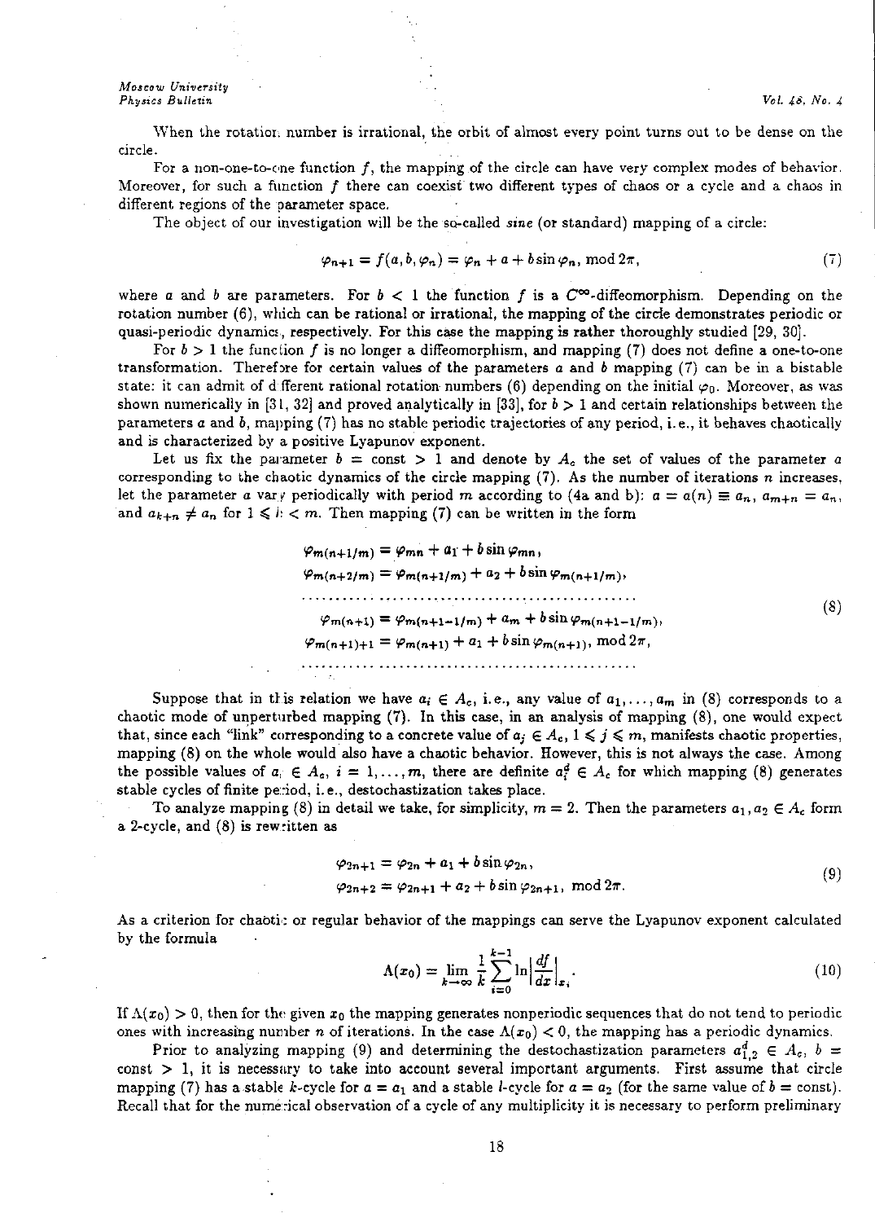When the rotation number is irrational, the orbit of almost every point turns out to be dense on the circle.

For a non-one-to-one function $f$, the mapping of the circle can have very complex modes of behavior. Moreover, for such a function $f$ there can coexist two different types of chaos or a cycle and a chaos in different regions of the parameter space.

The object of our investigation will be the so-called *sine* (or standard) mapping of a circle:

$$\varphi_{n+1} = f(a, b, \varphi_n) = \varphi_n + a + b \sin \varphi_n, \bmod 2\pi, \tag{7}$$

where $a$ and $b$ are parameters. For $b < 1$ the function $f$ is a $C^\infty$-diffeomorphism. Depending on the rotation number (6), which can be rational or irrational, the mapping of the circle demonstrates periodic or quasi-periodic dynamics, respectively. For this case the mapping is rather thoroughly studied [29, 30].

For $b > 1$ the function $f$ is no longer a diffeomorphism, and mapping (7) does not define a one-to-one transformation. Therefore for certain values of the parameters $a$ and $b$ mapping (7) can be in a bistable state: it can admit of different rational rotation numbers (6) depending on the initial $\varphi_0$. Moreover, as was shown numerically in [31, 32] and proved analytically in [33], for $b > 1$ and certain relationships between the parameters $a$ and $b$, mapping (7) has no stable periodic trajectories of any period, i.e., it behaves chaotically and is characterized by a positive Lyapunov exponent.

Let us fix the parameter $b = \text{const} > 1$ and denote by $A_c$ the set of values of the parameter $a$ corresponding to the chaotic dynamics of the circle mapping (7). As the number of iterations $n$ increases, let the parameter $a$ vary periodically with period $m$ according to (4a and b): $a = a(n) \equiv a_n$, $a_{m+n} = a_n$, and $a_{k+n} \neq a_n$ for $1 \leqslant k < m$. Then mapping (7) can be written in the form

$$\begin{aligned}
\varphi_{m(n+1/m)} &= \varphi_{mn} + a_1 + b \sin \varphi_{mn}, \\
\varphi_{m(n+2/m)} &= \varphi_{m(n+1/m)} + a_2 + b \sin \varphi_{m(n+1/m)}, \\
&\cdots\cdots\cdots\cdots\cdots\cdots\cdots\cdots\cdots\cdots \\
\varphi_{m(n+1)} &= \varphi_{m(n+1-1/m)} + a_m + b \sin \varphi_{m(n+1-1/m)}, \\
\varphi_{m(n+1)+1} &= \varphi_{m(n+1)} + a_1 + b \sin \varphi_{m(n+1)}, \bmod 2\pi, \\
&\cdots\cdots\cdots\cdots\cdots\cdots\cdots\cdots\cdots\cdots
\end{aligned} \tag{8}$$

Suppose that in this relation we have $a_i \in A_c$, i.e., any value of $a_1, \ldots, a_m$ in (8) corresponds to a chaotic mode of unperturbed mapping (7). In this case, in an analysis of mapping (8), one would expect that, since each "link" corresponding to a concrete value of $a_j \in A_c$, $1 \leqslant j \leqslant m$, manifests chaotic properties, mapping (8) on the whole would also have a chaotic behavior. However, this is not always the case. Among the possible values of $a_i \in A_c$, $i = 1, \ldots, m$, there are definite $a_i^d \in A_c$ for which mapping (8) generates stable cycles of finite period, i.e., destochastization takes place.

To analyze mapping (8) in detail we take, for simplicity, $m = 2$. Then the parameters $a_1, a_2 \in A_c$ form a 2-cycle, and (8) is rewritten as

$$\begin{aligned}
\varphi_{2n+1} &= \varphi_{2n} + a_1 + b \sin \varphi_{2n}, \\
\varphi_{2n+2} &= \varphi_{2n+1} + a_2 + b \sin \varphi_{2n+1}, \bmod 2\pi.
\end{aligned} \tag{9}$$

As a criterion for chaotic or regular behavior of the mappings can serve the Lyapunov exponent calculated by the formula

$$\Lambda(x_0) = \lim_{k \to \infty} \frac{1}{k} \sum_{i=0}^{k-1} \ln \left| \frac{df}{dx} \right|_{x_i}. \tag{10}$$

If $\Lambda(x_0) > 0$, then for the given $x_0$ the mapping generates nonperiodic sequences that do not tend to periodic ones with increasing number $n$ of iterations. In the case $\Lambda(x_0) < 0$, the mapping has a periodic dynamics.

Prior to analyzing mapping (9) and determining the destochastization parameters $a_{1,2}^d \in A_c$, $b = \text{const} > 1$, it is necessary to take into account several important arguments. First assume that circle mapping (7) has a stable $k$-cycle for $a = a_1$ and a stable $l$-cycle for $a = a_2$ (for the same value of $b = \text{const}$). Recall that for the numerical observation of a cycle of any multiplicity it is necessary to perform preliminary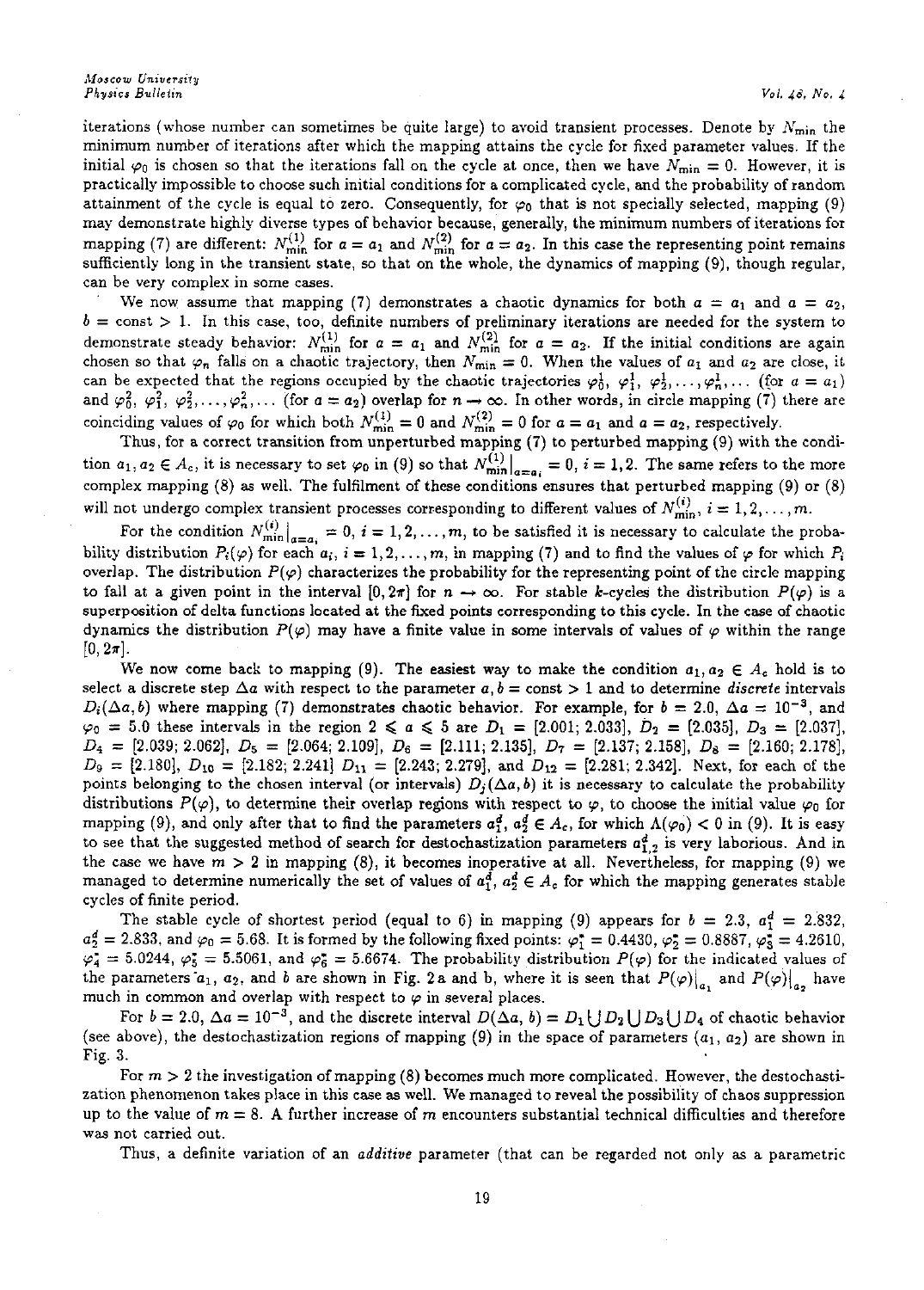iterations (whose number can sometimes be quite large) to avoid transient processes. Denote by $N_{\min}$ the minimum number of iterations after which the mapping attains the cycle for fixed parameter values. If the initial $\varphi_0$ is chosen so that the iterations fall on the cycle at once, then we have $N_{\min} = 0$. However, it is practically impossible to choose such initial conditions for a complicated cycle, and the probability of random attainment of the cycle is equal to zero. Consequently, for $\varphi_0$ that is not specially selected, mapping (9) may demonstrate highly diverse types of behavior because, generally, the minimum numbers of iterations for mapping (7) are different: $N_{\min}^{(1)}$ for $a = a_1$ and $N_{\min}^{(2)}$ for $a = a_2$. In this case the representing point remains sufficiently long in the transient state, so that on the whole, the dynamics of mapping (9), though regular, can be very complex in some cases.

We now assume that mapping (7) demonstrates a chaotic dynamics for both $a = a_1$ and $a = a_2$, $b = \text{const} > 1$. In this case, too, definite numbers of preliminary iterations are needed for the system to demonstrate steady behavior: $N_{\min}^{(1)}$ for $a = a_1$ and $N_{\min}^{(2)}$ for $a = a_2$. If the initial conditions are again chosen so that $\varphi_n$ falls on a chaotic trajectory, then $N_{\min} = 0$. When the values of $a_1$ and $a_2$ are close, it can be expected that the regions occupied by the chaotic trajectories $\varphi_0^1$, $\varphi_1^1$, $\varphi_2^1, \ldots, \varphi_n^1, \ldots$ (for $a = a_1$) and $\varphi_0^2$, $\varphi_1^2$, $\varphi_2^2, \ldots, \varphi_n^2, \ldots$ (for $a = a_2$) overlap for $n \to \infty$. In other words, in circle mapping (7) there are coinciding values of $\varphi_0$ for which both $N_{\min}^{(1)} = 0$ and $N_{\min}^{(2)} = 0$ for $a = a_1$ and $a = a_2$, respectively.

Thus, for a correct transition from unperturbed mapping (7) to perturbed mapping (9) with the condition $a_1, a_2 \in A_c$, it is necessary to set $\varphi_0$ in (9) so that $N_{\min}^{(1)}\big|_{a=a_i} = 0$, $i = 1, 2$. The same refers to the more complex mapping (8) as well. The fulfilment of these conditions ensures that perturbed mapping (9) or (8) will not undergo complex transient processes corresponding to different values of $N_{\min}^{(i)}$, $i = 1, 2, \ldots, m$.

For the condition $N_{\min}^{(i)}\big|_{a=a_i} = 0$, $i = 1, 2, \ldots, m$, to be satisfied it is necessary to calculate the probability distribution $P_i(\varphi)$ for each $a_i$, $i = 1, 2, \ldots, m$, in mapping (7) and to find the values of $\varphi$ for which $P_i$ overlap. The distribution $P(\varphi)$ characterizes the probability for the representing point of the circle mapping to fall at a given point in the interval $[0, 2\pi]$ for $n \to \infty$. For stable $k$-cycles the distribution $P(\varphi)$ is a superposition of delta functions located at the fixed points corresponding to this cycle. In the case of chaotic dynamics the distribution $P(\varphi)$ may have a finite value in some intervals of values of $\varphi$ within the range $[0, 2\pi]$.

We now come back to mapping (9). The easiest way to make the condition $a_1, a_2 \in A_c$ hold is to select a discrete step $\Delta a$ with respect to the parameter $a, b = \text{const} > 1$ and to determine *discrete* intervals $D_i(\Delta a, b)$ where mapping (7) demonstrates chaotic behavior. For example, for $b = 2.0$, $\Delta a = 10^{-3}$, and $\varphi_0 = 5.0$ these intervals in the region $2 \leqslant a \leqslant 5$ are $D_1 = [2.001; 2.033]$, $D_2 = [2.035]$, $D_3 = [2.037]$, $D_4 = [2.039; 2.062]$, $D_5 = [2.064; 2.109]$, $D_6 = [2.111; 2.135]$, $D_7 = [2.137; 2.158]$, $D_8 = [2.160; 2.178]$, $D_9 = [2.180]$, $D_{10} = [2.182; 2.241]$ $D_{11} = [2.243; 2.279]$, and $D_{12} = [2.281; 2.342]$. Next, for each of the points belonging to the chosen interval (or intervals) $D_j(\Delta a, b)$ it is necessary to calculate the probability distributions $P(\varphi)$, to determine their overlap regions with respect to $\varphi$, to choose the initial value $\varphi_0$ for mapping (9), and only after that to find the parameters $a_1^d$, $a_2^d \in A_c$, for which $\Lambda(\varphi_0) < 0$ in (9). It is easy to see that the suggested method of search for destochastization parameters $a_{1,2}^d$ is very laborious. And in the case we have $m > 2$ in mapping (8), it becomes inoperative at all. Nevertheless, for mapping (9) we managed to determine numerically the set of values of $a_1^d$, $a_2^d \in A_c$ for which the mapping generates stable cycles of finite period.

The stable cycle of shortest period (equal to 6) in mapping (9) appears for $b = 2.3$, $a_1^d = 2.832$, $a_2^d = 2.833$, and $\varphi_0 = 5.68$. It is formed by the following fixed points: $\varphi_1^* = 0.4430$, $\varphi_2^* = 0.8887$, $\varphi_3^* = 4.2610$, $\varphi_4^* = 5.0244$, $\varphi_5^* = 5.5061$, and $\varphi_6^* = 5.6674$. The probability distribution $P(\varphi)$ for the indicated values of the parameters $a_1$, $a_2$, and $b$ are shown in Fig. 2a and b, where it is seen that $P(\varphi)\big|_{a_1}$ and $P(\varphi)\big|_{a_2}$ have much in common and overlap with respect to $\varphi$ in several places.

For $b = 2.0$, $\Delta a = 10^{-3}$, and the discrete interval $D(\Delta a, b) = D_1 \bigcup D_2 \bigcup D_3 \bigcup D_4$ of chaotic behavior (see above), the destochastization regions of mapping (9) in the space of parameters $(a_1, a_2)$ are shown in Fig. 3.

For $m > 2$ the investigation of mapping (8) becomes much more complicated. However, the destochastization phenomenon takes place in this case as well. We managed to reveal the possibility of chaos suppression up to the value of $m = 8$. A further increase of $m$ encounters substantial technical difficulties and therefore was not carried out.

Thus, a definite variation of an *additive* parameter (that can be regarded not only as a parametric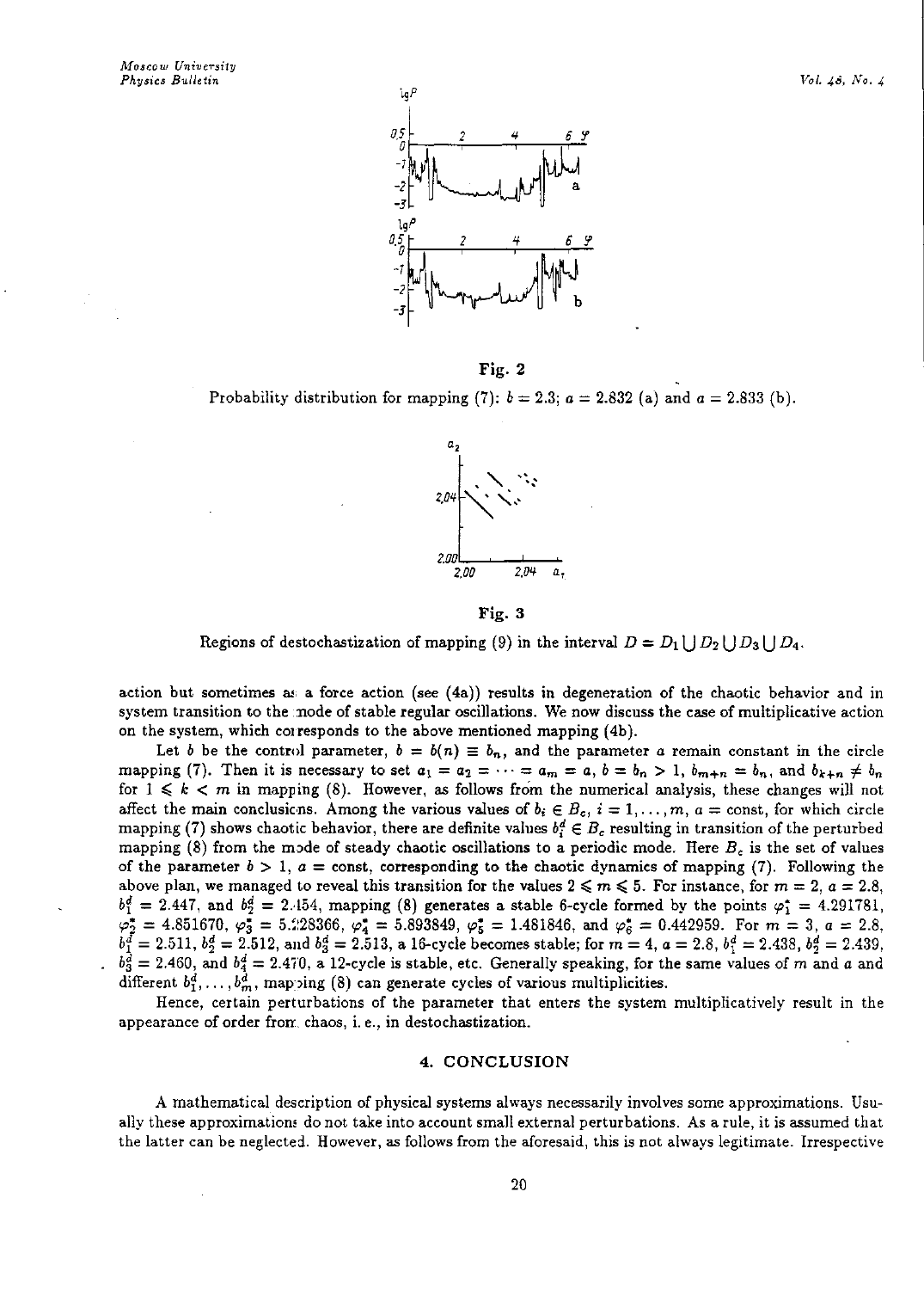**Fig. 2**

Probability distribution for mapping (7): $b = 2.3$; $a = 2.832$ (a) and $a = 2.833$ (b).

**Fig. 3**

Regions of destochastization of mapping (9) in the interval $D = D_1 \bigcup D_2 \bigcup D_3 \bigcup D_4$.

action but sometimes as a force action (see (4a)) results in degeneration of the chaotic behavior and in system transition to the mode of stable regular oscillations. We now discuss the case of multiplicative action on the system, which corresponds to the above mentioned mapping (4b).

Let $b$ be the control parameter, $b = b(n) \equiv b_n$, and the parameter $a$ remain constant in the circle mapping (7). Then it is necessary to set $a_1 = a_2 = \cdots = a_m = a$, $b = b_n > 1$, $b_{m+n} = b_n$, and $b_{k+n} \neq b_n$ for $1 \leqslant k < m$ in mapping (8). However, as follows from the numerical analysis, these changes will not affect the main conclusions. Among the various values of $b_i \in B_c$, $i = 1, \ldots, m$, $a = \text{const}$, for which circle mapping (7) shows chaotic behavior, there are definite values $b_i^d \in B_c$ resulting in transition of the perturbed mapping (8) from the mode of steady chaotic oscillations to a periodic mode. Here $B_c$ is the set of values of the parameter $b > 1$, $a = \text{const}$, corresponding to the chaotic dynamics of mapping (7). Following the above plan, we managed to reveal this transition for the values $2 \leqslant m \leqslant 5$. For instance, for $m = 2$, $a = 2.8$, $b_1^d = 2.447$, and $b_2^d = 2.454$, mapping (8) generates a stable 6-cycle formed by the points $\varphi_1^* = 4.291781$, $\varphi_2^* = 4.851670$, $\varphi_3^* = 5.228366$, $\varphi_4^* = 5.893849$, $\varphi_5^* = 1.481846$, and $\varphi_6^* = 0.442959$. For $m = 3$, $a = 2.8$, $b_1^d = 2.511$, $b_2^d = 2.512$, and $b_3^d = 2.513$, a 16-cycle becomes stable; for $m = 4$, $a = 2.8$, $b_1^d = 2.438$, $b_2^d = 2.439$, $b_3^d = 2.460$, and $b_4^d = 2.470$, a 12-cycle is stable, etc. Generally speaking, for the same values of $m$ and $a$ and different $b_1^d, \ldots, b_m^d$, mapping (8) can generate cycles of various multiplicities.

Hence, certain perturbations of the parameter that enters the system multiplicatively result in the appearance of order from chaos, i. e., in destochastization.

## 4. CONCLUSION

A mathematical description of physical systems always necessarily involves some approximations. Usually these approximations do not take into account small external perturbations. As a rule, it is assumed that the latter can be neglected. However, as follows from the aforesaid, this is not always legitimate. Irrespective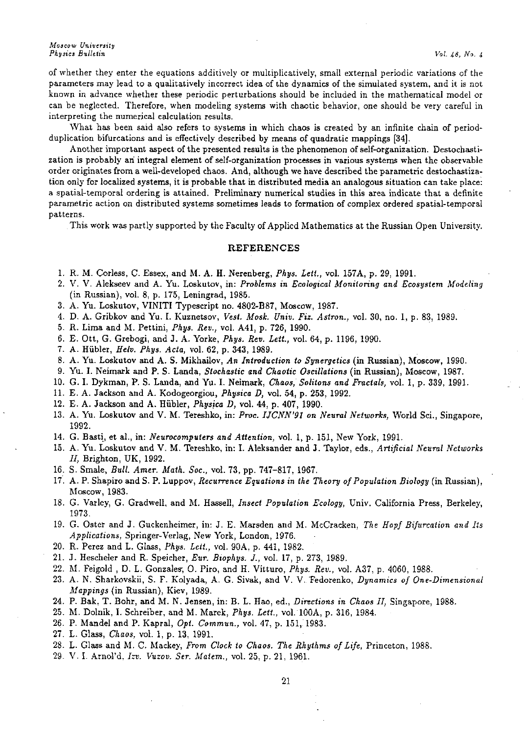of whether they enter the equations additively or multiplicatively, small external periodic variations of the parameters may lead to a qualitatively incorrect idea of the dynamics of the simulated system, and it is not known in advance whether these periodic perturbations should be included in the mathematical model or can be neglected. Therefore, when modeling systems with chaotic behavior, one should be very careful in interpreting the numerical calculation results.

What has been said also refers to systems in which chaos is created by an infinite chain of period-duplication bifurcations and is effectively described by means of quadratic mappings [34].

Another important aspect of the presented results is the phenomenon of self-organization. Destochastization is probably an integral element of self-organization processes in various systems when the observable order originates from a well-developed chaos. And, although we have described the parametric destochastization only for localized systems, it is probable that in distributed media an analogous situation can take place: a spatial-temporal ordering is attained. Preliminary numerical studies in this area indicate that a definite parametric action on distributed systems sometimes leads to formation of complex ordered spatial-temporal patterns.

This work was partly supported by the Faculty of Applied Mathematics at the Russian Open University.

## REFERENCES

1. R. M. Corless, C. Essex, and M. A. H. Nerenberg, *Phys. Lett.*, vol. 157A, p. 29, 1991.
2. V. V. Alekseev and A. Yu. Loskutov, in: *Problems in Ecological Monitoring and Ecosystem Modeling* (in Russian), vol. 8, p. 175, Leningrad, 1985.
3. A. Yu. Loskutov, VINITI Typescript no. 4802-B87, Moscow, 1987.
4. D. A. Gribkov and Yu. I. Kuznetsov, *Vest. Mosk. Univ. Fiz. Astron.*, vol. 30, no. 1, p. 83, 1989.
5. R. Lima and M. Pettini, *Phys. Rev.*, vol. A41, p. 726, 1990.
6. E. Ott, G. Grebogi, and J. A. Yorke, *Phys. Rev. Lett.*, vol. 64, p. 1196, 1990.
7. A. Hübler, *Helv. Phys. Acta*, vol. 62, p. 343, 1989.
8. A. Yu. Loskutov and A. S. Mikhailov, *An Introduction to Synergetics* (in Russian), Moscow, 1990.
9. Yu. I. Neimark and P. S. Landa, *Stochastic and Chaotic Oscillations* (in Russian), Moscow, 1987.
10. G. I. Dykman, P. S. Landa, and Yu. I. Neimark, *Chaos, Solitons and Fractals*, vol. 1, p. 339, 1991.
11. E. A. Jackson and A. Kodogeorgiou, *Physica D*, vol. 54, p. 253, 1992.
12. E. A. Jackson and A. Hübler, *Physica D*, vol. 44, p. 407, 1990.
13. A. Yu. Loskutov and V. M. Tereshko, in: *Proc. IJCNN'91 on Neural Networks*, World Sci., Singapore, 1992.
14. G. Basti, et al., in: *Neurocomputers and Attention*, vol. 1, p. 151, New York, 1991.
15. A. Yu. Loskutov and V. M. Tereshko, in: I. Aleksander and J. Taylor, eds., *Artificial Neural Networks II*, Brighton, UK, 1992.
16. S. Smale, *Bull. Amer. Math. Soc.*, vol. 73, pp. 747–817, 1967.
17. A. P. Shapiro and S. P. Luppov, *Recurrence Equations in the Theory of Population Biology* (in Russian), Moscow, 1983.
18. G. Varley, G. Gradwell, and M. Hassell, *Insect Population Ecology*, Univ. California Press, Berkeley, 1973.
19. G. Oster and J. Guckenheimer, in: J. E. Marsden and M. McCracken, *The Hopf Bifurcation and Its Applications*, Springer-Verlag, New York, London, 1976.
20. R. Perez and L. Glass, *Phys. Lett.*, vol. 90A, p. 441, 1982.
21. J. Hescheler and R. Speicher, *Eur. Biophys. J.*, vol. 17, p. 273, 1989.
22. M. Feigold, D. L. Gonzales, O. Piro, and H. Vitturo, *Phys. Rev.*, vol. A37, p. 4060, 1988.
23. A. N. Sharkovskii, S. F. Kolyada, A. G. Sivak, and V. V. Fedorenko, *Dynamics of One-Dimensional Mappings* (in Russian), Kiev, 1989.
24. P. Bak, T. Bohr, and M. N. Jensen, in: B. L. Hao, ed., *Directions in Chaos II*, Singapore, 1988.
25. M. Dolnik, I. Schreiber, and M. Marek, *Phys. Lett.*, vol. 100A, p. 316, 1984.
26. P. Mandel and P. Kapral, *Opt. Commun.*, vol. 47, p. 151, 1983.
27. L. Glass, *Chaos*, vol. 1, p. 13, 1991.
28. L. Glass and M. C. Mackey, *From Clock to Chaos. The Rhythms of Life*, Princeton, 1988.
29. V. I. Arnol'd, *Izv. Vuzov. Ser. Matem.*, vol. 25, p. 21, 1961.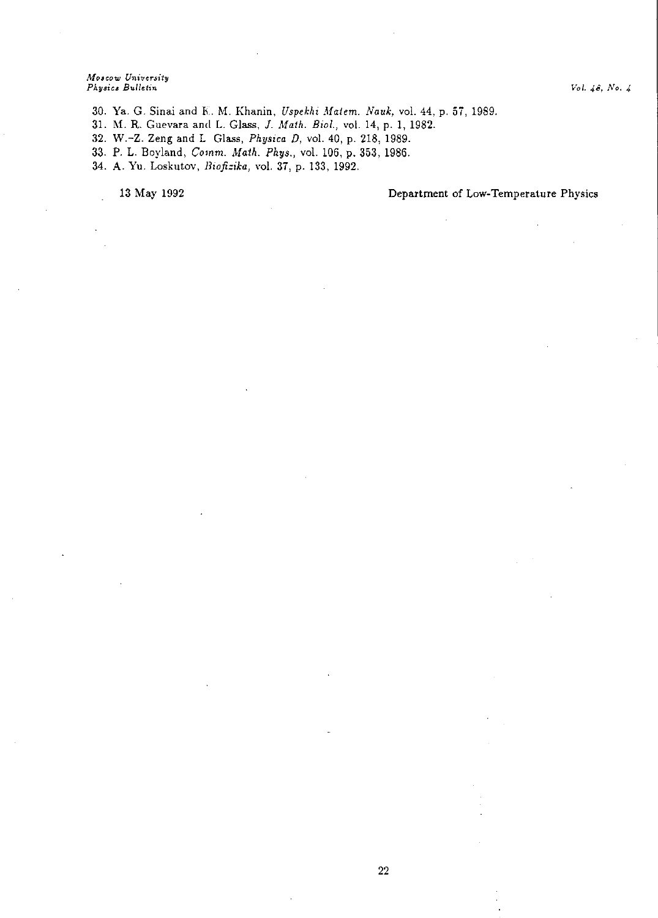30. Ya. G. Sinai and K. M. Khanin, *Uspekhi Matem. Nauk,* vol. 44, p. 57, 1989.
31. M. R. Guevara and L. Glass, *J. Math. Biol.,* vol. 14, p. 1, 1982.
32. W.-Z. Zeng and L. Glass, *Physica D,* vol. 40, p. 218, 1989.
33. P. L. Boyland, *Comm. Math. Phys.,* vol. 106, p. 353, 1986.
34. A. Yu. Loskutov, *Biofizika,* vol. 37, p. 133, 1992.

13 May 1992 Department of Low-Temperature Physics